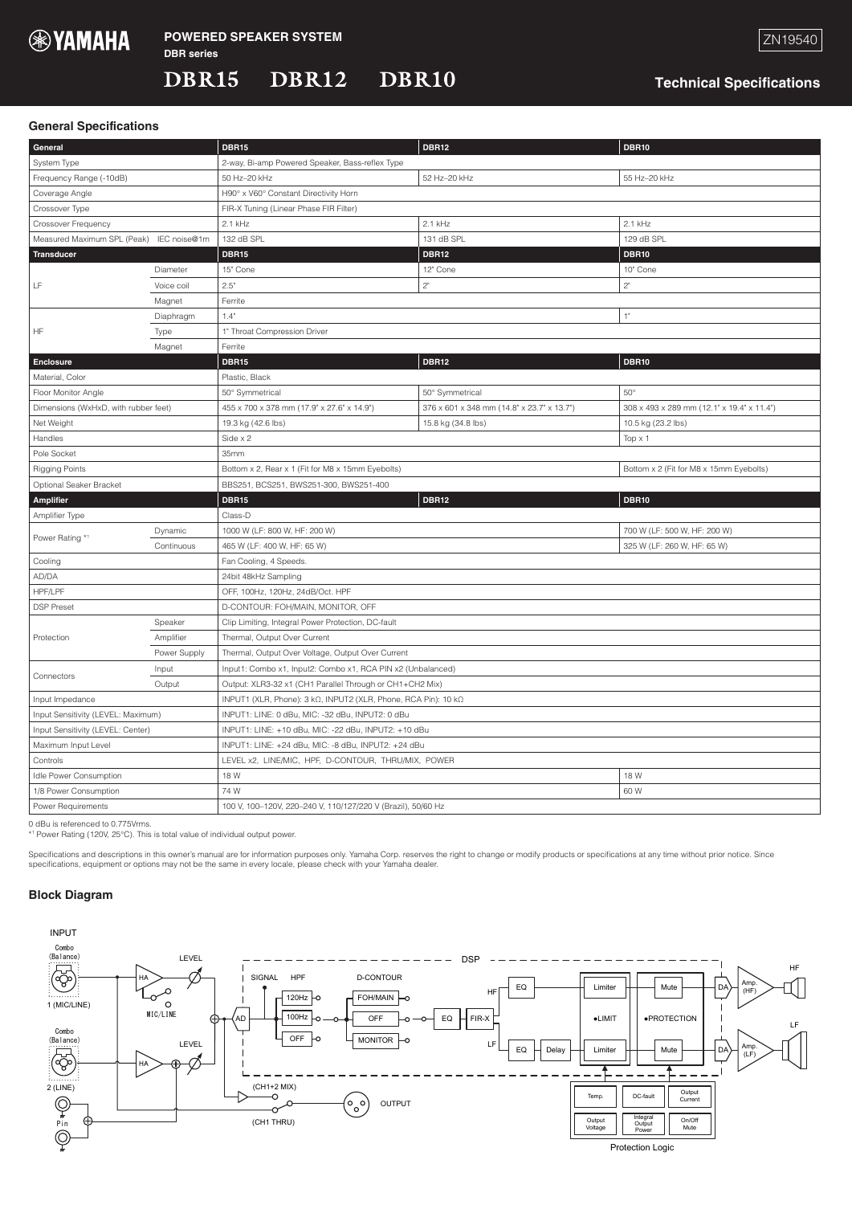# YAMAHA

**POWERED SPEAKER SYSTEM**
**DBR series**

# DBR15 DBR12 DBR10

ZN19540

## Technical Specifications

### General Specifications

| General | | DBR15 | DBR12 | DBR10 |
|---|---|---|---|---|
| System Type | | 2-way, Bi-amp Powered Speaker, Bass-reflex Type | | |
| Frequency Range (-10dB) | | 50 Hz–20 kHz | 52 Hz–20 kHz | 55 Hz–20 kHz |
| Coverage Angle | | H90° x V60° Constant Directivity Horn | | |
| Crossover Type | | FIR-X Tuning (Linear Phase FIR Filter) | | |
| Crossover Frequency | | 2.1 kHz | 2.1 kHz | 2.1 kHz |
| Measured Maximum SPL (Peak) | IEC noise@1m | 132 dB SPL | 131 dB SPL | 129 dB SPL |
| **Transducer** | | **DBR15** | **DBR12** | **DBR10** |
| LF | Diameter | 15" Cone | 12" Cone | 10" Cone |
| | Voice coil | 2.5" | 2" | 2" |
| | Magnet | Ferrite | | |
| HF | Diaphragm | 1.4" | | 1" |
| | Type | 1" Throat Compression Driver | | |
| | Magnet | Ferrite | | |
| **Enclosure** | | **DBR15** | **DBR12** | **DBR10** |
| Material, Color | | Plastic, Black | | |
| Floor Monitor Angle | | 50° Symmetrical | 50° Symmetrical | 50° |
| Dimensions (WxHxD, with rubber feet) | | 455 x 700 x 378 mm (17.9" x 27.6" x 14.9") | 376 x 601 x 348 mm (14.8" x 23.7" x 13.7") | 308 x 493 x 289 mm (12.1" x 19.4" x 11.4") |
| Net Weight | | 19.3 kg (42.6 lbs) | 15.8 kg (34.8 lbs) | 10.5 kg (23.2 lbs) |
| Handles | | Side x 2 | | Top x 1 |
| Pole Socket | | 35mm | | |
| Rigging Points | | Bottom x 2, Rear x 1 (Fit for M8 x 15mm Eyebolts) | | Bottom x 2 (Fit for M8 x 15mm Eyebolts) |
| Optional Seaker Bracket | | BBS251, BCS251, BWS251-300, BWS251-400 | | |
| **Amplifier** | | **DBR15** | **DBR12** | **DBR10** |
| Amplifier Type | | Class-D | | |
| Power Rating *1 | Dynamic | 1000 W (LF: 800 W, HF: 200 W) | | 700 W (LF: 500 W, HF: 200 W) |
| | Continuous | 465 W (LF: 400 W, HF: 65 W) | | 325 W (LF: 260 W, HF: 65 W) |
| Cooling | | Fan Cooling, 4 Speeds. | | |
| AD/DA | | 24bit 48kHz Sampling | | |
| HPF/LPF | | OFF, 100Hz, 120Hz, 24dB/Oct. HPF | | |
| DSP Preset | | D-CONTOUR: FOH/MAIN, MONITOR, OFF | | |
| Protection | Speaker | Clip Limiting, Integral Power Protection, DC-fault | | |
| | Amplifier | Thermal, Output Over Current | | |
| | Power Supply | Thermal, Output Over Voltage, Output Over Current | | |
| Connectors | Input | Input1: Combo x1, Input2: Combo x1, RCA PIN x2 (Unbalanced) | | |
| | Output | Output: XLR3-32 x1 (CH1 Parallel Through or CH1+CH2 Mix) | | |
| Input Impedance | | INPUT1 (XLR, Phone): 3 kΩ, INPUT2 (XLR, Phone, RCA Pin): 10 kΩ | | |
| Input Sensitivity (LEVEL: Maximum) | | INPUT1: LINE: 0 dBu, MIC: -32 dBu, INPUT2: 0 dBu | | |
| Input Sensitivity (LEVEL: Center) | | INPUT1: LINE: +10 dBu, MIC: -22 dBu, INPUT2: +10 dBu | | |
| Maximum Input Level | | INPUT1: LINE: +24 dBu, MIC: -8 dBu, INPUT2: +24 dBu | | |
| Controls | | LEVEL x2, LINE/MIC, HPF, D-CONTOUR, THRU/MIX, POWER | | |
| Idle Power Consumption | | 18 W | | 18 W |
| 1/8 Power Consumption | | 74 W | | 60 W |
| Power Requirements | | 100 V, 100–120V, 220–240 V, 110/127/220 V (Brazil), 50/60 Hz | | |

0 dBu is referenced to 0.775Vrms.
*1 Power Rating (120V, 25°C). This is total value of individual output power.

Specifications and descriptions in this owner's manual are for information purposes only. Yamaha Corp. reserves the right to change or modify products or specifications at any time without prior notice. Since specifications, equipment or options may not be the same in every locale, please check with your Yamaha dealer.

### Block Diagram

INPUT

Combo (Balance) 1 (MIC/LINE) — HA — MIC/LINE — LEVEL
Combo (Balance) 2 (LINE) — HA — LEVEL
Pin

DSP: SIGNAL — AD — HPF (120Hz / 100Hz / OFF) — D-CONTOUR (FOH/MAIN / OFF / MONITOR) — EQ — FIR-X
HF: EQ — Limiter — Mute — DA — Amp. (HF) — HF
LF: EQ — Delay — Limiter — Mute — DA — Amp. (LF) — LF
●LIMIT ●PROTECTION

(CH1+2 MIX) / (CH1 THRU) — OUTPUT

Protection Logic: Temp., DC-fault, Output Current, Output Voltage, Integral Output Power, On/Off Mute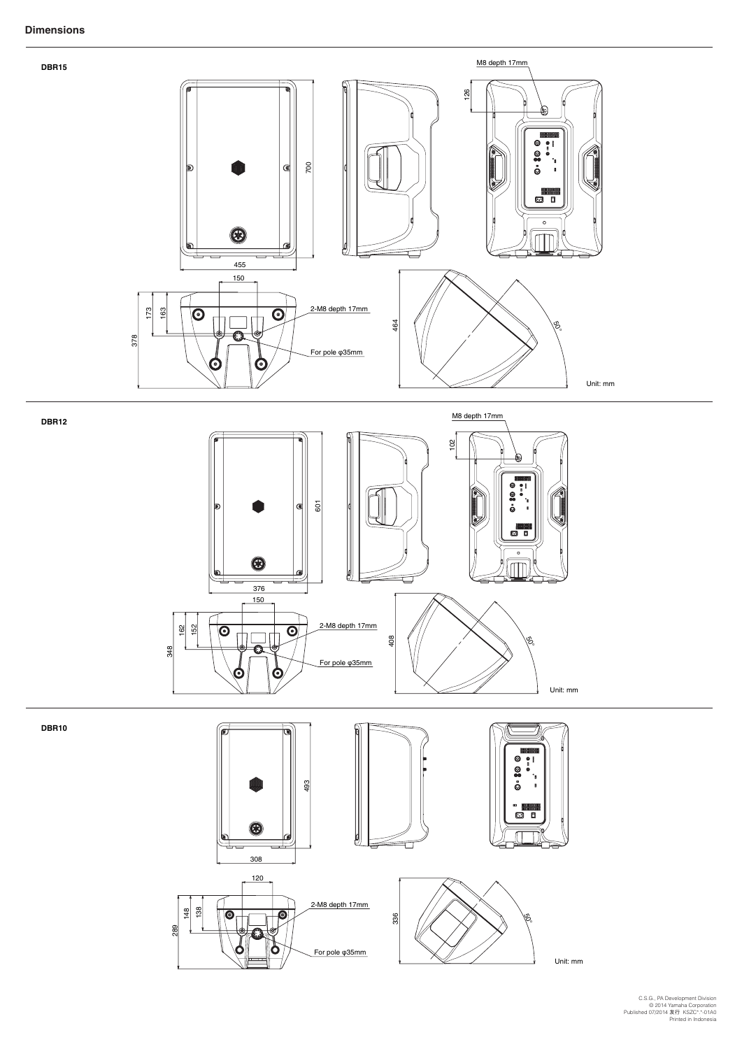## Dimensions

### DBR15

M8 depth 17mm

126

700

455

150

173

163

378

2-M8 depth 17mm

For pole φ35mm

464

50°

Unit: mm

### DBR12

M8 depth 17mm

102

601

376

150

162

152

348

2-M8 depth 17mm

For pole φ35mm

408

50°

Unit: mm

### DBR10

493

308

120

148

138

289

2-M8 depth 17mm

For pole φ35mm

336

50°

Unit: mm

C.S.G., PA Development Division
© 2014 Yamaha Corporation
Published 07/2014 发行 KSZC*.*-01A0
Printed in Indonesia